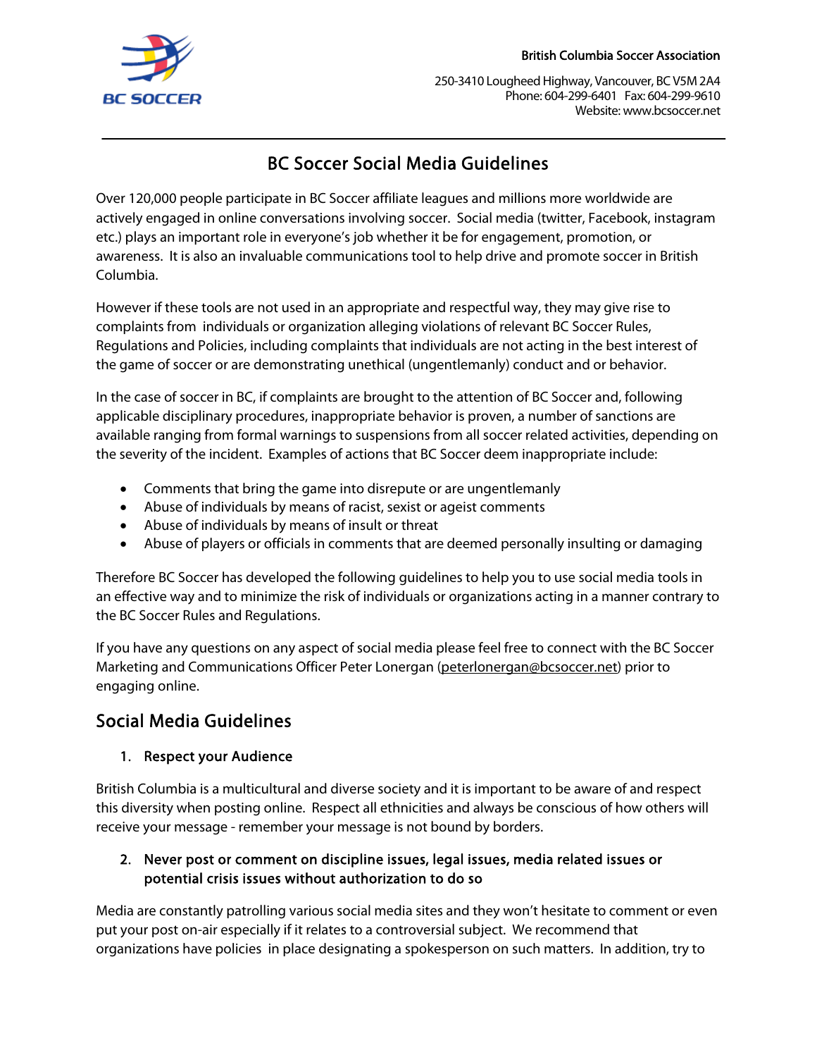British Columbia Soccer Association

250-3410 Lougheed Highway, Vancouver, BC V5M 2A4
Phone: 604-299-6401 Fax: 604-299-9610
Website: www.bcsoccer.net

# BC Soccer Social Media Guidelines

Over 120,000 people participate in BC Soccer affiliate leagues and millions more worldwide are actively engaged in online conversations involving soccer. Social media (twitter, Facebook, instagram etc.) plays an important role in everyone's job whether it be for engagement, promotion, or awareness. It is also an invaluable communications tool to help drive and promote soccer in British Columbia.

However if these tools are not used in an appropriate and respectful way, they may give rise to complaints from individuals or organization alleging violations of relevant BC Soccer Rules, Regulations and Policies, including complaints that individuals are not acting in the best interest of the game of soccer or are demonstrating unethical (ungentlemanly) conduct and or behavior.

In the case of soccer in BC, if complaints are brought to the attention of BC Soccer and, following applicable disciplinary procedures, inappropriate behavior is proven, a number of sanctions are available ranging from formal warnings to suspensions from all soccer related activities, depending on the severity of the incident. Examples of actions that BC Soccer deem inappropriate include:

- Comments that bring the game into disrepute or are ungentlemanly
- Abuse of individuals by means of racist, sexist or ageist comments
- Abuse of individuals by means of insult or threat
- Abuse of players or officials in comments that are deemed personally insulting or damaging

Therefore BC Soccer has developed the following guidelines to help you to use social media tools in an effective way and to minimize the risk of individuals or organizations acting in a manner contrary to the BC Soccer Rules and Regulations.

If you have any questions on any aspect of social media please feel free to connect with the BC Soccer Marketing and Communications Officer Peter Lonergan (peterlonergan@bcsoccer.net) prior to engaging online.

## Social Media Guidelines

### 1. Respect your Audience

British Columbia is a multicultural and diverse society and it is important to be aware of and respect this diversity when posting online. Respect all ethnicities and always be conscious of how others will receive your message - remember your message is not bound by borders.

### 2. Never post or comment on discipline issues, legal issues, media related issues or potential crisis issues without authorization to do so

Media are constantly patrolling various social media sites and they won't hesitate to comment or even put your post on-air especially if it relates to a controversial subject. We recommend that organizations have policies in place designating a spokesperson on such matters. In addition, try to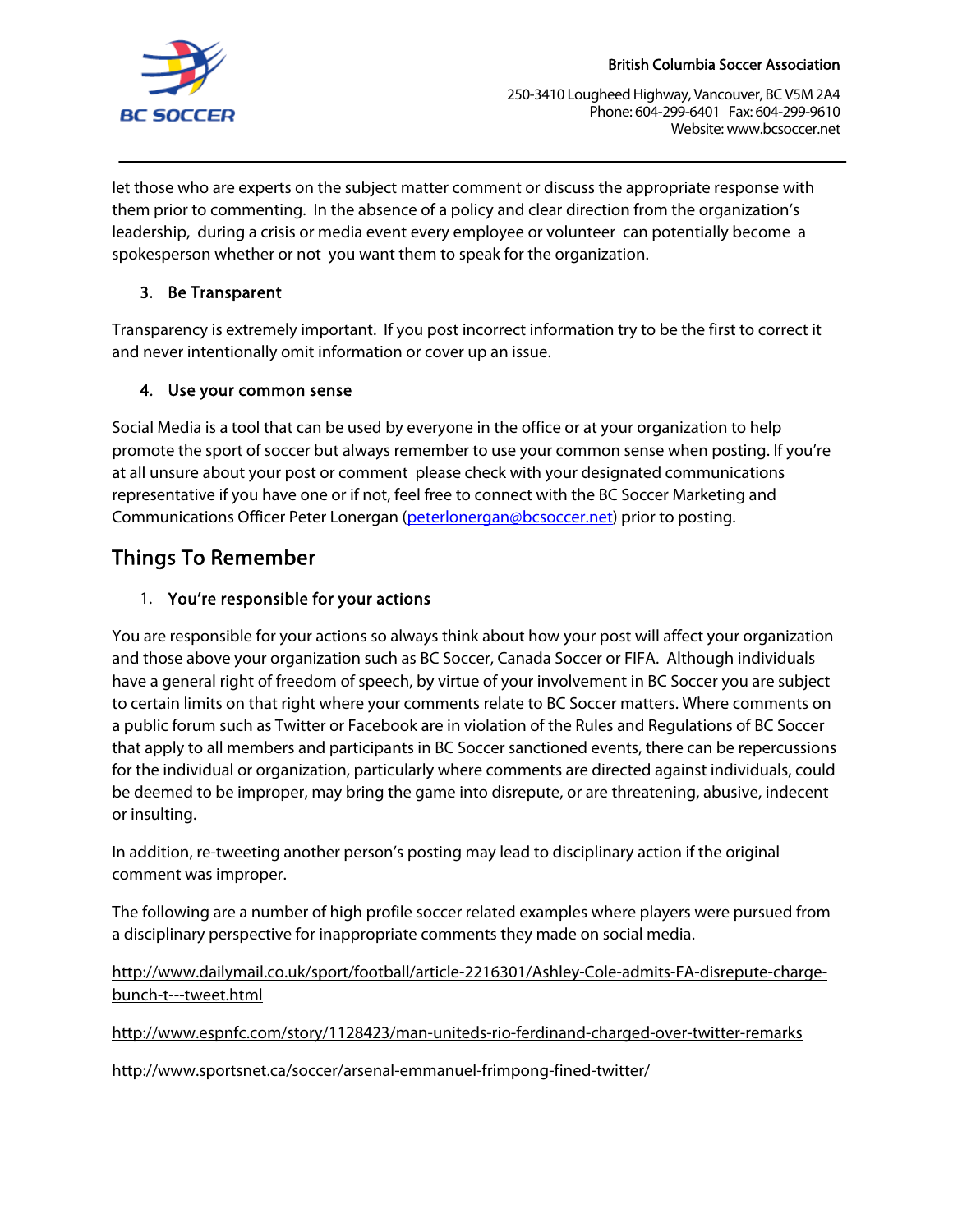let those who are experts on the subject matter comment or discuss the appropriate response with them prior to commenting. In the absence of a policy and clear direction from the organization's leadership, during a crisis or media event every employee or volunteer can potentially become a spokesperson whether or not you want them to speak for the organization.

3. **Be Transparent**

Transparency is extremely important. If you post incorrect information try to be the first to correct it and never intentionally omit information or cover up an issue.

4. **Use your common sense**

Social Media is a tool that can be used by everyone in the office or at your organization to help promote the sport of soccer but always remember to use your common sense when posting. If you're at all unsure about your post or comment please check with your designated communications representative if you have one or if not, feel free to connect with the BC Soccer Marketing and Communications Officer Peter Lonergan (peterlonergan@bcsoccer.net) prior to posting.

## Things To Remember

1. **You're responsible for your actions**

You are responsible for your actions so always think about how your post will affect your organization and those above your organization such as BC Soccer, Canada Soccer or FIFA. Although individuals have a general right of freedom of speech, by virtue of your involvement in BC Soccer you are subject to certain limits on that right where your comments relate to BC Soccer matters. Where comments on a public forum such as Twitter or Facebook are in violation of the Rules and Regulations of BC Soccer that apply to all members and participants in BC Soccer sanctioned events, there can be repercussions for the individual or organization, particularly where comments are directed against individuals, could be deemed to be improper, may bring the game into disrepute, or are threatening, abusive, indecent or insulting.

In addition, re-tweeting another person's posting may lead to disciplinary action if the original comment was improper.

The following are a number of high profile soccer related examples where players were pursued from a disciplinary perspective for inappropriate comments they made on social media.

http://www.dailymail.co.uk/sport/football/article-2216301/Ashley-Cole-admits-FA-disrepute-charge-bunch-t---tweet.html

http://www.espnfc.com/story/1128423/man-uniteds-rio-ferdinand-charged-over-twitter-remarks

http://www.sportsnet.ca/soccer/arsenal-emmanuel-frimpong-fined-twitter/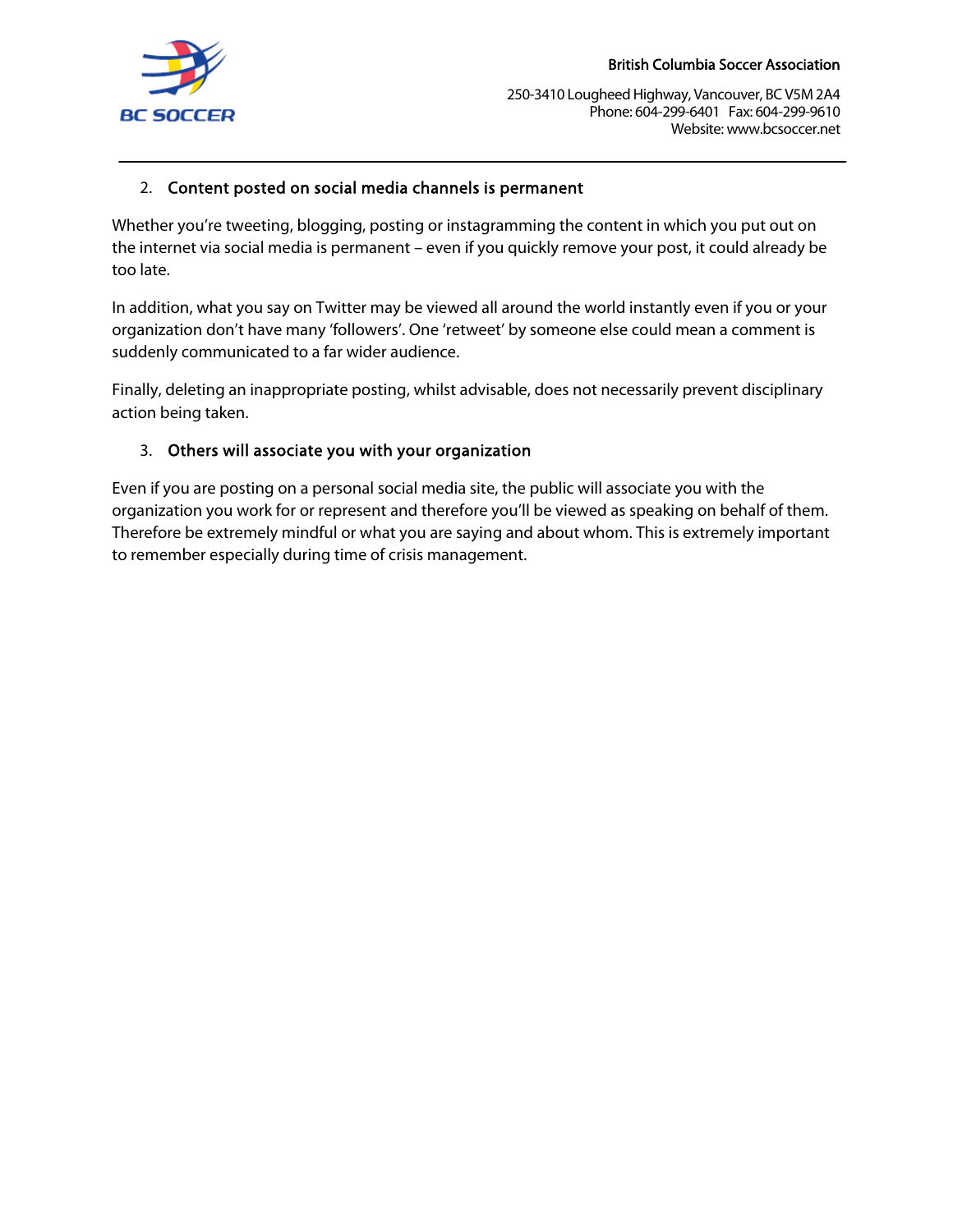2. **Content posted on social media channels is permanent**

Whether you're tweeting, blogging, posting or instagramming the content in which you put out on the internet via social media is permanent – even if you quickly remove your post, it could already be too late.

In addition, what you say on Twitter may be viewed all around the world instantly even if you or your organization don't have many 'followers'. One 'retweet' by someone else could mean a comment is suddenly communicated to a far wider audience.

Finally, deleting an inappropriate posting, whilst advisable, does not necessarily prevent disciplinary action being taken.

3. **Others will associate you with your organization**

Even if you are posting on a personal social media site, the public will associate you with the organization you work for or represent and therefore you'll be viewed as speaking on behalf of them. Therefore be extremely mindful or what you are saying and about whom. This is extremely important to remember especially during time of crisis management.